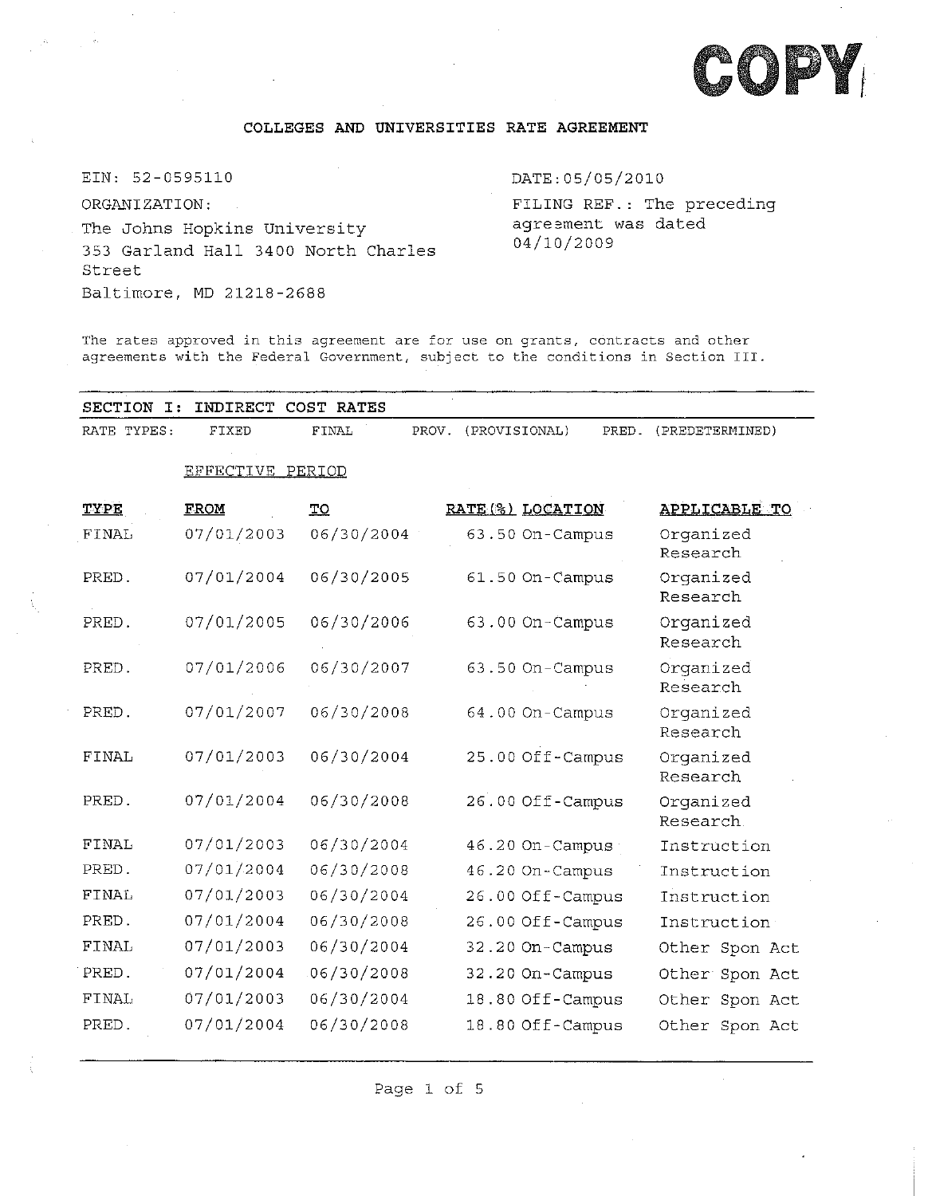COPY

# COLLEGES AND UNIVERSITIES RATE AGREEMENT

EIN: 52-0595110

ORGANIZATION:

The Johns Hopkins University
353 Garland Hall 3400 North Charles Street
Baltimore, MD 21218-2688

DATE: 05/05/2010

FILING REF.: The preceding agreement was dated 04/10/2009

The rates approved in this agreement are for use on grants, contracts and other agreements with the Federal Government, subject to the conditions in Section III.

## SECTION I: INDIRECT COST RATES

RATE TYPES: FIXED FINAL PROV. (PROVISIONAL) PRED. (PREDETERMINED)

| TYPE | EFFECTIVE PERIOD FROM | TO | RATE(%) | LOCATION | APPLICABLE TO |
|---|---|---|---|---|---|
| FINAL | 07/01/2003 | 06/30/2004 | 63.50 | On-Campus | Organized Research |
| PRED. | 07/01/2004 | 06/30/2005 | 61.50 | On-Campus | Organized Research |
| PRED. | 07/01/2005 | 06/30/2006 | 63.00 | On-Campus | Organized Research |
| PRED. | 07/01/2006 | 06/30/2007 | 63.50 | On-Campus | Organized Research |
| PRED. | 07/01/2007 | 06/30/2008 | 64.00 | On-Campus | Organized Research |
| FINAL | 07/01/2003 | 06/30/2004 | 25.00 | Off-Campus | Organized Research |
| PRED. | 07/01/2004 | 06/30/2008 | 26.00 | Off-Campus | Organized Research |
| FINAL | 07/01/2003 | 06/30/2004 | 46.20 | On-Campus | Instruction |
| PRED. | 07/01/2004 | 06/30/2008 | 46.20 | On-Campus | Instruction |
| FINAL | 07/01/2003 | 06/30/2004 | 26.00 | Off-Campus | Instruction |
| PRED. | 07/01/2004 | 06/30/2008 | 26.00 | Off-Campus | Instruction |
| FINAL | 07/01/2003 | 06/30/2004 | 32.20 | On-Campus | Other Spon Act |
| PRED. | 07/01/2004 | 06/30/2008 | 32.20 | On-Campus | Other Spon Act |
| FINAL | 07/01/2003 | 06/30/2004 | 18.80 | Off-Campus | Other Spon Act |
| PRED. | 07/01/2004 | 06/30/2008 | 18.80 | Off-Campus | Other Spon Act |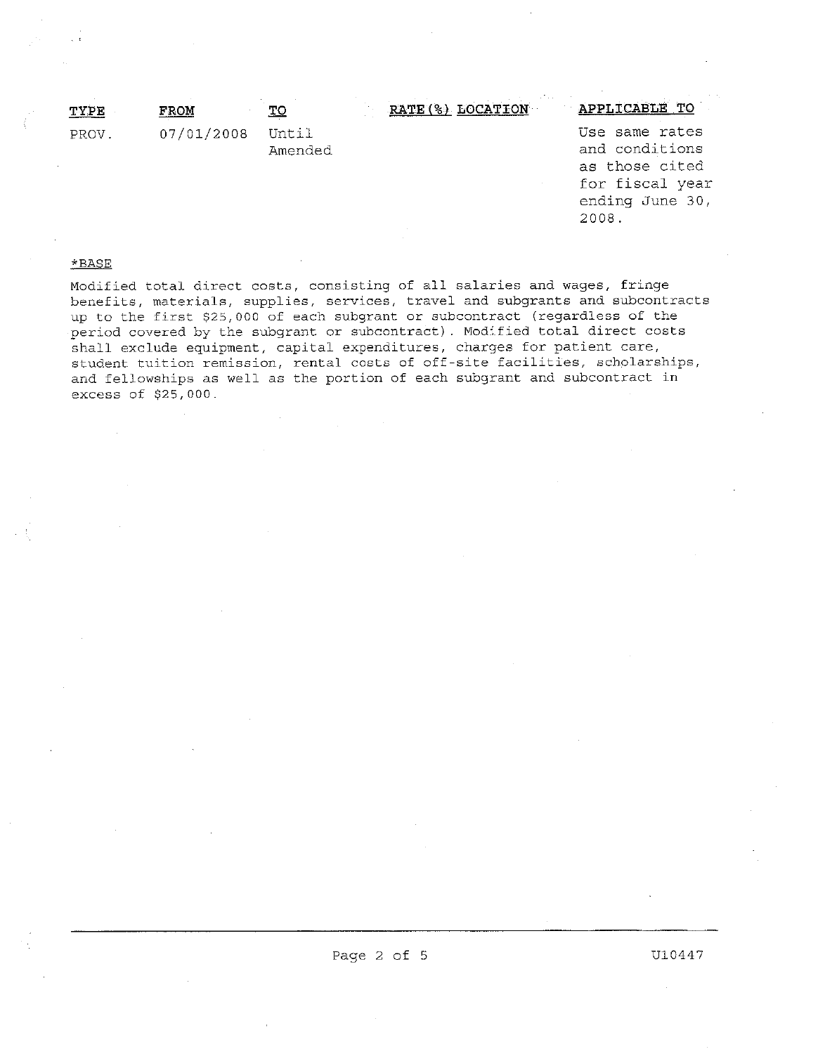| TYPE | FROM | TO | RATE(%) | LOCATION | APPLICABLE TO |
|---|---|---|---|---|---|
| PROV. | 07/01/2008 | Until Amended | | | Use same rates and conditions as those cited for fiscal year ending June 30, 2008. |

*BASE

Modified total direct costs, consisting of all salaries and wages, fringe benefits, materials, supplies, services, travel and subgrants and subcontracts up to the first $25,000 of each subgrant or subcontract (regardless of the period covered by the subgrant or subcontract). Modified total direct costs shall exclude equipment, capital expenditures, charges for patient care, student tuition remission, rental costs of off-site facilities, scholarships, and fellowships as well as the portion of each subgrant and subcontract in excess of $25,000.

U10447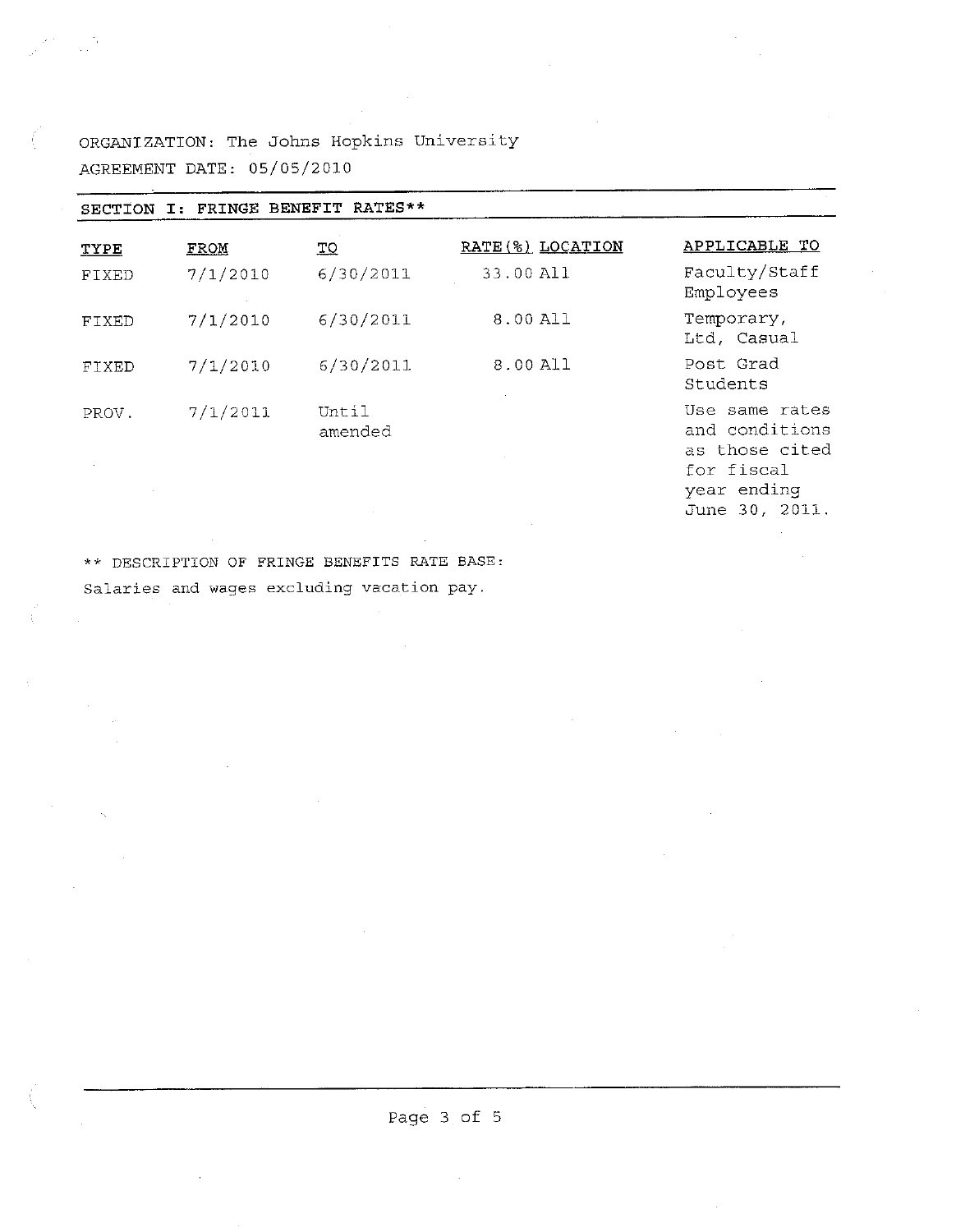ORGANIZATION: The Johns Hopkins University

AGREEMENT DATE: 05/05/2010

## SECTION I: FRINGE BENEFIT RATES**

| TYPE | FROM | TO | RATE(%) | LOCATION | APPLICABLE TO |
|---|---|---|---|---|---|
| FIXED | 7/1/2010 | 6/30/2011 | 33.00 | All | Faculty/Staff Employees |
| FIXED | 7/1/2010 | 6/30/2011 | 8.00 | All | Temporary, Ltd, Casual |
| FIXED | 7/1/2010 | 6/30/2011 | 8.00 | All | Post Grad Students |
| PROV. | 7/1/2011 | Until amended | | | Use same rates and conditions as those cited for fiscal year ending June 30, 2011. |

** DESCRIPTION OF FRINGE BENEFITS RATE BASE:

Salaries and wages excluding vacation pay.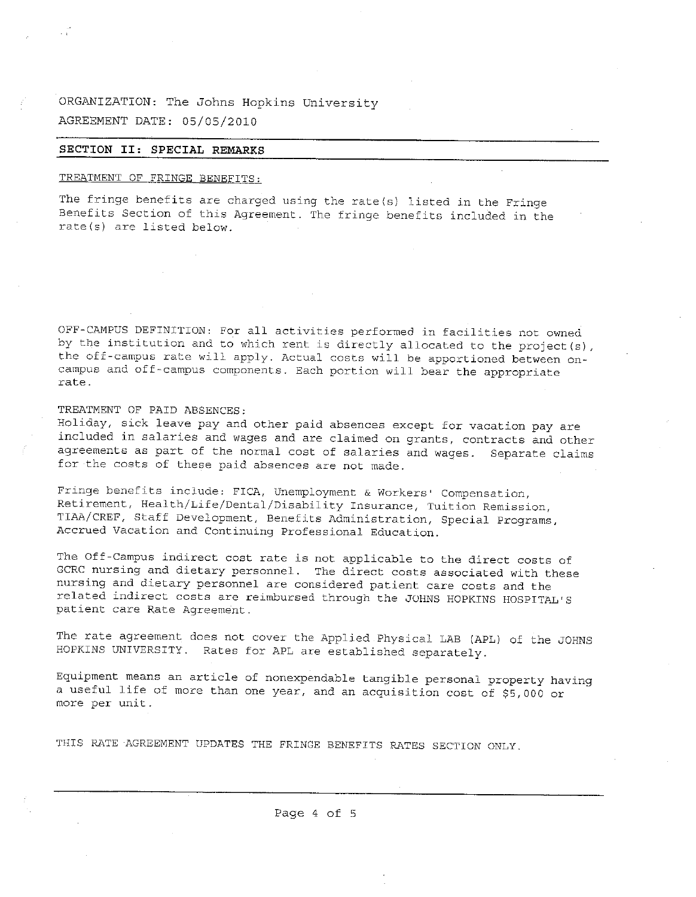ORGANIZATION: The Johns Hopkins University

AGREEMENT DATE: 05/05/2010

## SECTION II: SPECIAL REMARKS

TREATMENT OF FRINGE BENEFITS:

The fringe benefits are charged using the rate(s) listed in the Fringe Benefits Section of this Agreement. The fringe benefits included in the rate(s) are listed below.

OFF-CAMPUS DEFINITION: For all activities performed in facilities not owned by the institution and to which rent is directly allocated to the project(s), the off-campus rate will apply. Actual costs will be apportioned between on-campus and off-campus components. Each portion will bear the appropriate rate.

TREATMENT OF PAID ABSENCES:
Holiday, sick leave pay and other paid absences except for vacation pay are included in salaries and wages and are claimed on grants, contracts and other agreements as part of the normal cost of salaries and wages. Separate claims for the costs of these paid absences are not made.

Fringe benefits include: FICA, Unemployment & Workers' Compensation, Retirement, Health/Life/Dental/Disability Insurance, Tuition Remission, TIAA/CREF, Staff Development, Benefits Administration, Special Programs, Accrued Vacation and Continuing Professional Education.

The Off-Campus indirect cost rate is not applicable to the direct costs of GCRC nursing and dietary personnel. The direct costs associated with these nursing and dietary personnel are considered patient care costs and the related indirect costs are reimbursed through the JOHNS HOPKINS HOSPITAL'S patient care Rate Agreement.

The rate agreement does not cover the Applied Physical LAB (APL) of the JOHNS HOPKINS UNIVERSITY. Rates for APL are established separately.

Equipment means an article of nonexpendable tangible personal property having a useful life of more than one year, and an acquisition cost of $5,000 or more per unit.

THIS RATE AGREEMENT UPDATES THE FRINGE BENEFITS RATES SECTION ONLY.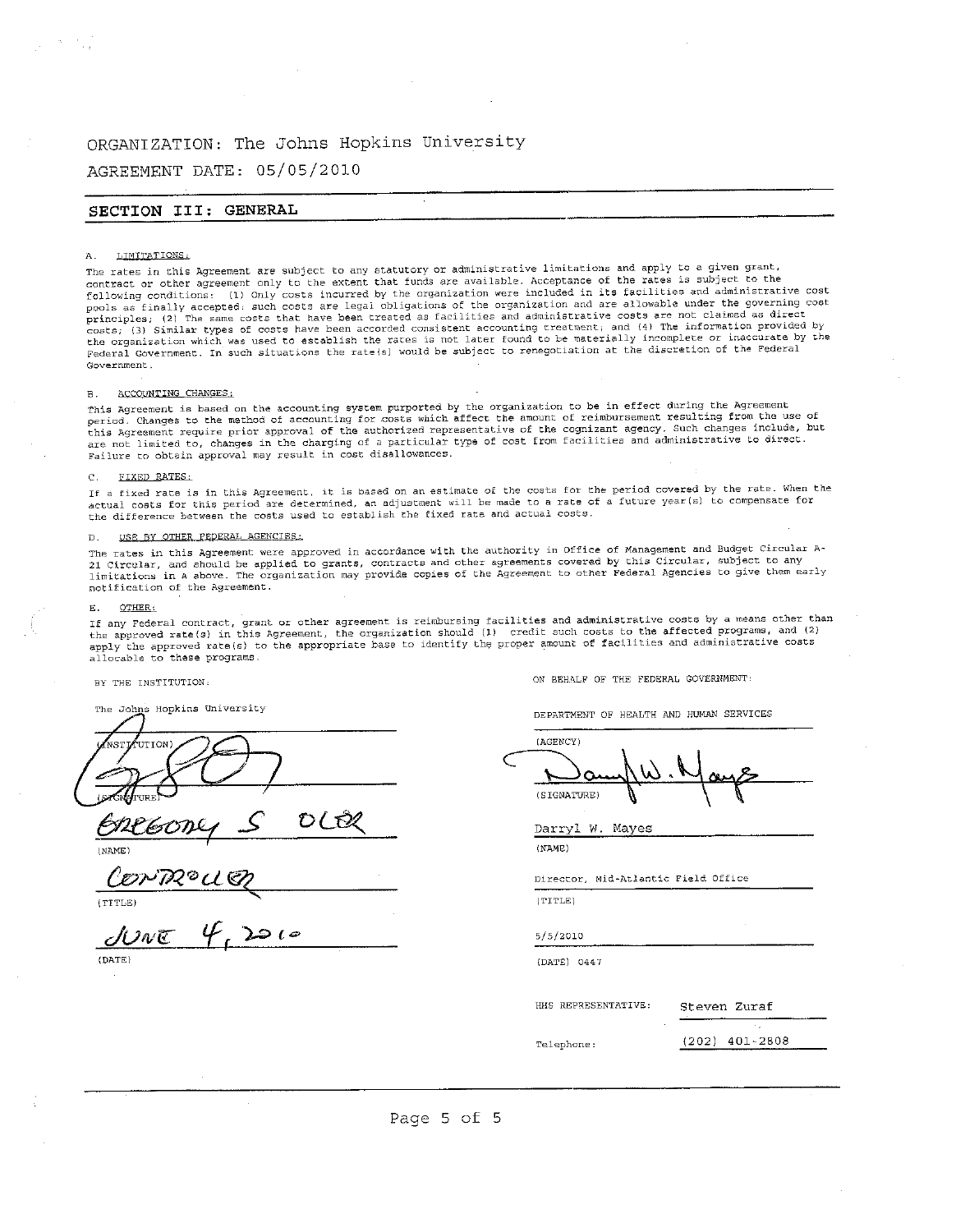ORGANIZATION: The Johns Hopkins University

AGREEMENT DATE: 05/05/2010

## SECTION III: GENERAL

A. LIMITATIONS:

The rates in this Agreement are subject to any statutory or administrative limitations and apply to a given grant, contract or other agreement only to the extent that funds are available. Acceptance of the rates is subject to the following conditions: (1) Only costs incurred by the organization were included in its facilities and administrative cost pools as finally accepted: such costs are legal obligations of the organization and are allowable under the governing cost principles; (2) The same costs that have been treated as facilities and administrative costs are not claimed as direct costs; (3) Similar types of costs have been accorded consistent accounting treatment; and (4) The information provided by the organization which was used to establish the rates is not later found to be materially incomplete or inaccurate by the Federal Government. In such situations the rate(s) would be subject to renegotiation at the discretion of the Federal Government.

B. ACCOUNTING CHANGES:

This Agreement is based on the accounting system purported by the organization to be in effect during the Agreement period. Changes to the method of accounting for costs which affect the amount of reimbursement resulting from the use of this Agreement require prior approval of the authorized representative of the cognizant agency. Such changes include, but are not limited to, changes in the charging of a particular type of cost from facilities and administrative to direct. Failure to obtain approval may result in cost disallowances.

C. FIXED RATES:

If a fixed rate is in this Agreement, it is based on an estimate of the costs for the period covered by the rate. When the actual costs for this period are determined, an adjustment will be made to a rate of a future year(s) to compensate for the difference between the costs used to establish the fixed rate and actual costs.

D. USE BY OTHER FEDERAL AGENCIES:

The rates in this Agreement were approved in accordance with the authority in Office of Management and Budget Circular A-21 Circular, and should be applied to grants, contracts and other agreements covered by this Circular, subject to any limitations in A above. The organization may provide copies of the Agreement to other Federal Agencies to give them early notification of the Agreement.

E. OTHER:

If any Federal contract, grant or other agreement is reimbursing facilities and administrative costs by a means other than the approved rate(s) in this Agreement, the organization should (1) credit such costs to the affected programs, and (2) apply the approved rate(s) to the appropriate base to identify the proper amount of facilities and administrative costs allocable to these programs.

BY THE INSTITUTION:

The Johns Hopkins University

(INSTITUTION)

(SIGNATURE)

GREGORY S OLER

(NAME)

CONTROLLER

(TITLE)

JUNE 4, 2010

(DATE)

ON BEHALF OF THE FEDERAL GOVERNMENT:

DEPARTMENT OF HEALTH AND HUMAN SERVICES

(AGENCY)

(SIGNATURE)

Darryl W. Mayes

(NAME)

Director, Mid-Atlantic Field Office

(TITLE)

5/5/2010

(DATE) 0447

HHS REPRESENTATIVE: Steven Zuraf

Telephone: (202) 401-2808